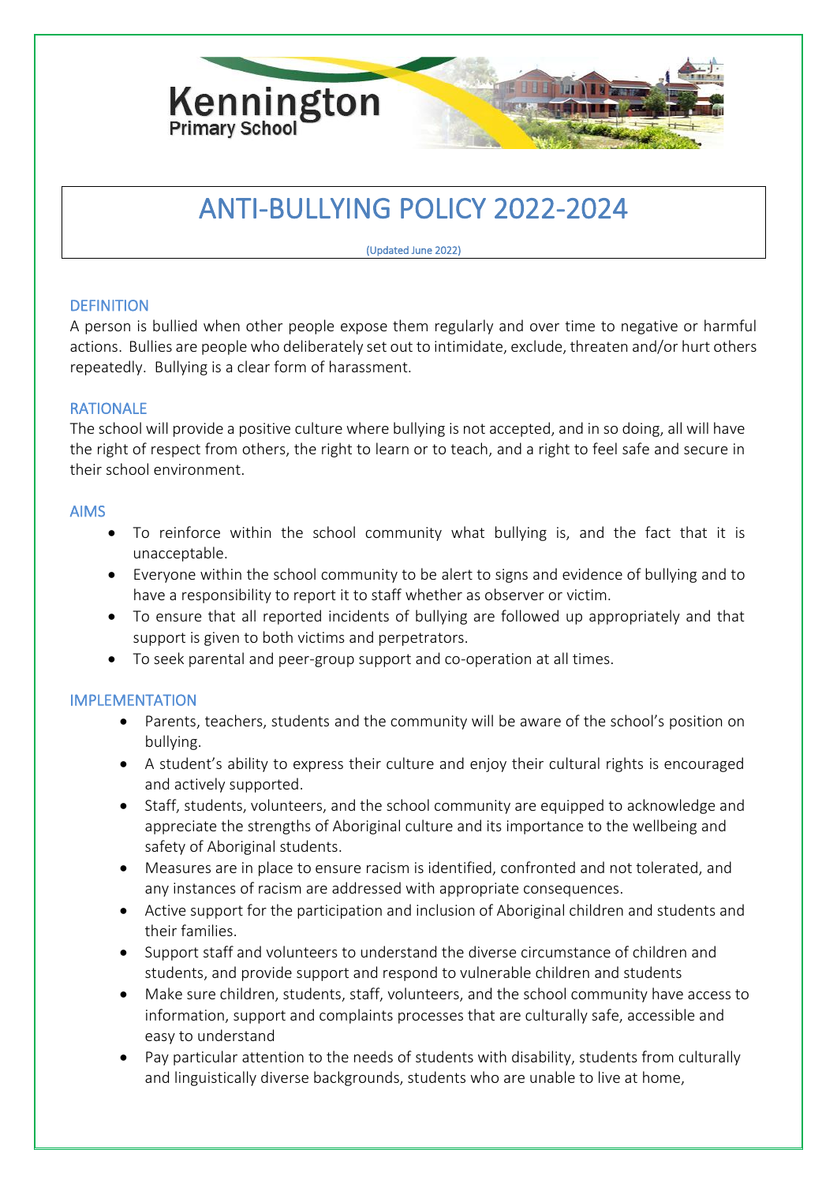Kennington
Primary School

# ANTI-BULLYING POLICY 2022-2024

(Updated June 2022)

## DEFINITION

A person is bullied when other people expose them regularly and over time to negative or harmful actions. Bullies are people who deliberately set out to intimidate, exclude, threaten and/or hurt others repeatedly. Bullying is a clear form of harassment.

## RATIONALE

The school will provide a positive culture where bullying is not accepted, and in so doing, all will have the right of respect from others, the right to learn or to teach, and a right to feel safe and secure in their school environment.

## AIMS

- To reinforce within the school community what bullying is, and the fact that it is unacceptable.
- Everyone within the school community to be alert to signs and evidence of bullying and to have a responsibility to report it to staff whether as observer or victim.
- To ensure that all reported incidents of bullying are followed up appropriately and that support is given to both victims and perpetrators.
- To seek parental and peer-group support and co-operation at all times.

## IMPLEMENTATION

- Parents, teachers, students and the community will be aware of the school's position on bullying.
- A student's ability to express their culture and enjoy their cultural rights is encouraged and actively supported.
- Staff, students, volunteers, and the school community are equipped to acknowledge and appreciate the strengths of Aboriginal culture and its importance to the wellbeing and safety of Aboriginal students.
- Measures are in place to ensure racism is identified, confronted and not tolerated, and any instances of racism are addressed with appropriate consequences.
- Active support for the participation and inclusion of Aboriginal children and students and their families.
- Support staff and volunteers to understand the diverse circumstance of children and students, and provide support and respond to vulnerable children and students
- Make sure children, students, staff, volunteers, and the school community have access to information, support and complaints processes that are culturally safe, accessible and easy to understand
- Pay particular attention to the needs of students with disability, students from culturally and linguistically diverse backgrounds, students who are unable to live at home,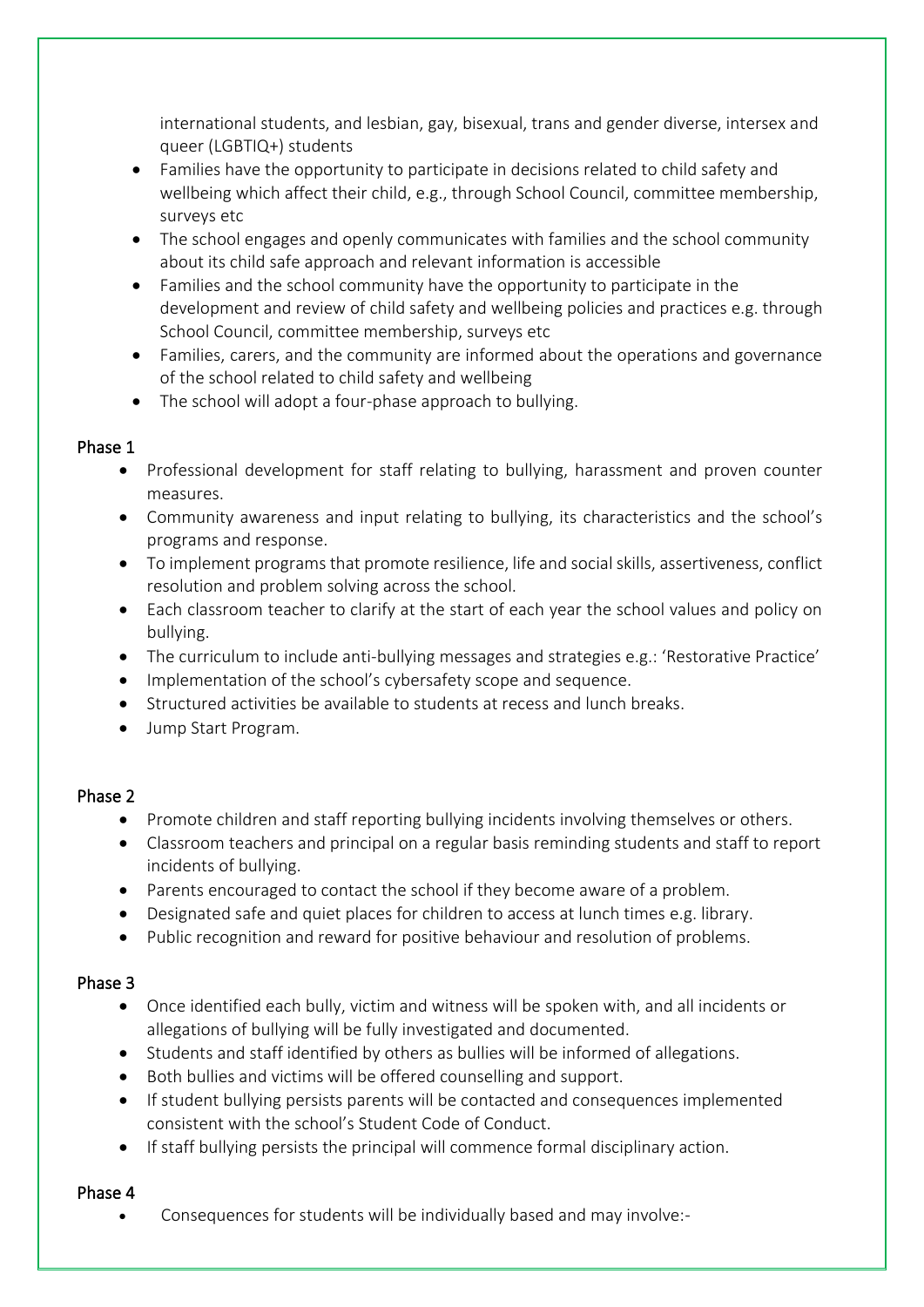international students, and lesbian, gay, bisexual, trans and gender diverse, intersex and queer (LGBTIQ+) students

- Families have the opportunity to participate in decisions related to child safety and wellbeing which affect their child, e.g., through School Council, committee membership, surveys etc
- The school engages and openly communicates with families and the school community about its child safe approach and relevant information is accessible
- Families and the school community have the opportunity to participate in the development and review of child safety and wellbeing policies and practices e.g. through School Council, committee membership, surveys etc
- Families, carers, and the community are informed about the operations and governance of the school related to child safety and wellbeing
- The school will adopt a four-phase approach to bullying.

### Phase 1

- Professional development for staff relating to bullying, harassment and proven counter measures.
- Community awareness and input relating to bullying, its characteristics and the school's programs and response.
- To implement programs that promote resilience, life and social skills, assertiveness, conflict resolution and problem solving across the school.
- Each classroom teacher to clarify at the start of each year the school values and policy on bullying.
- The curriculum to include anti-bullying messages and strategies e.g.: 'Restorative Practice'
- Implementation of the school's cybersafety scope and sequence.
- Structured activities be available to students at recess and lunch breaks.
- Jump Start Program.

### Phase 2

- Promote children and staff reporting bullying incidents involving themselves or others.
- Classroom teachers and principal on a regular basis reminding students and staff to report incidents of bullying.
- Parents encouraged to contact the school if they become aware of a problem.
- Designated safe and quiet places for children to access at lunch times e.g. library.
- Public recognition and reward for positive behaviour and resolution of problems.

### Phase 3

- Once identified each bully, victim and witness will be spoken with, and all incidents or allegations of bullying will be fully investigated and documented.
- Students and staff identified by others as bullies will be informed of allegations.
- Both bullies and victims will be offered counselling and support.
- If student bullying persists parents will be contacted and consequences implemented consistent with the school's Student Code of Conduct.
- If staff bullying persists the principal will commence formal disciplinary action.

### Phase 4

- Consequences for students will be individually based and may involve:-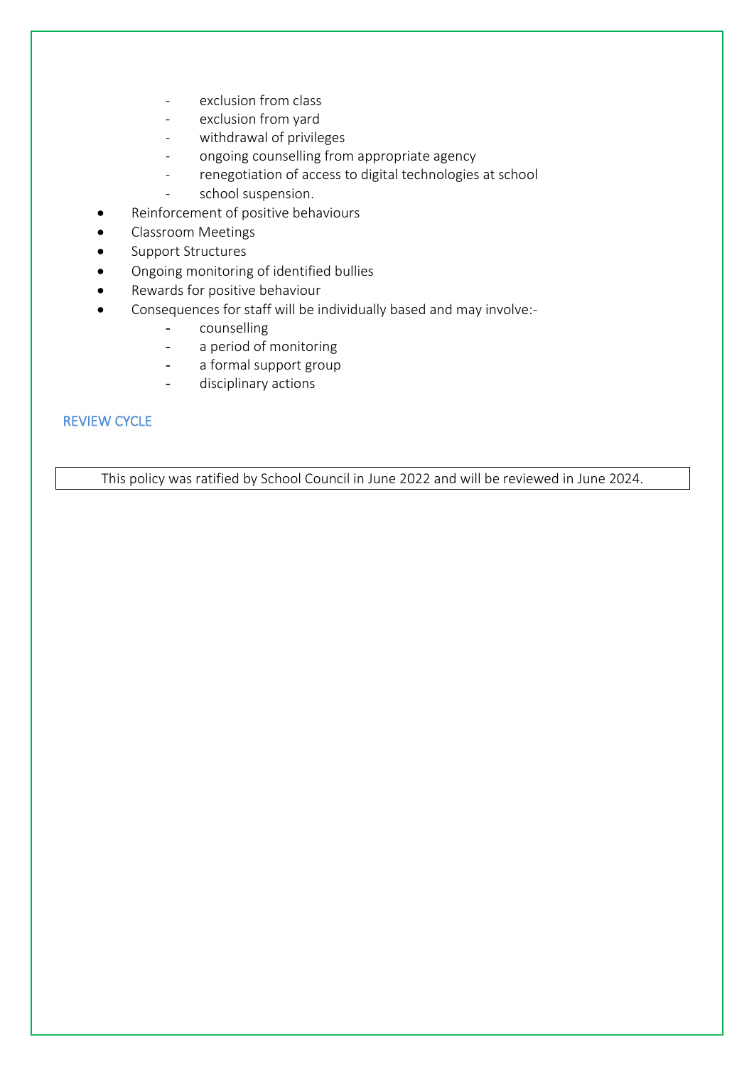- exclusion from class
    - exclusion from yard
    - withdrawal of privileges
    - ongoing counselling from appropriate agency
    - renegotiation of access to digital technologies at school
    - school suspension.
- Reinforcement of positive behaviours
- Classroom Meetings
- Support Structures
- Ongoing monitoring of identified bullies
- Rewards for positive behaviour
- Consequences for staff will be individually based and may involve:-
    - counselling
    - a period of monitoring
    - a formal support group
    - disciplinary actions

## REVIEW CYCLE

| This policy was ratified by School Council in June 2022 and will be reviewed in June 2024. |
| --- |